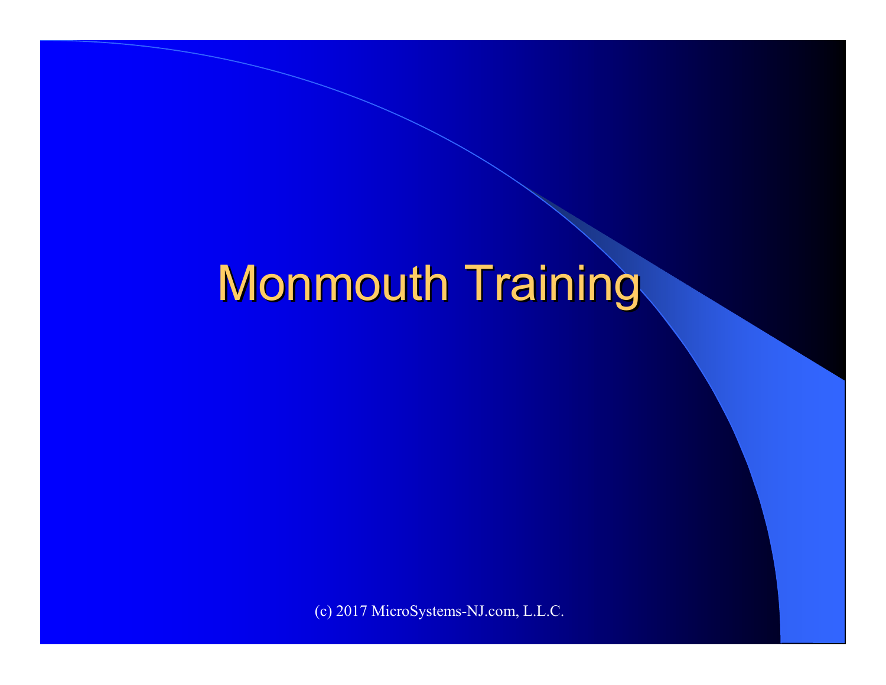# Monmouth Training

(c) 2017 MicroSystems-NJ.com, L.L.C.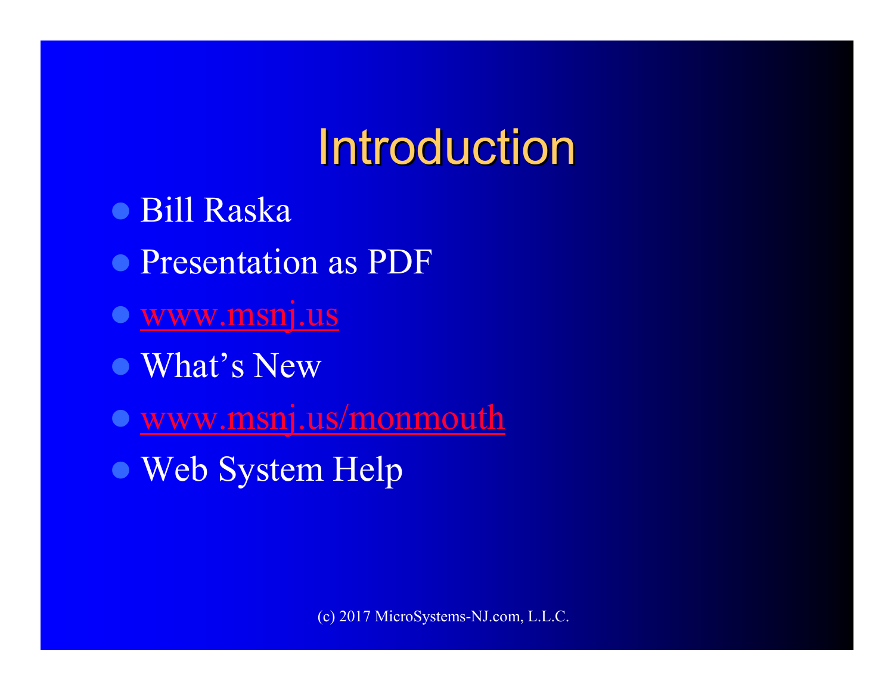# Introduction

- Bill Raska
- Presentation as PDF
- www.msnj.us
- What's New
- www.msnj.us/monmouth
- Web System Help

(c) 2017 MicroSystems-NJ.com, L.L.C.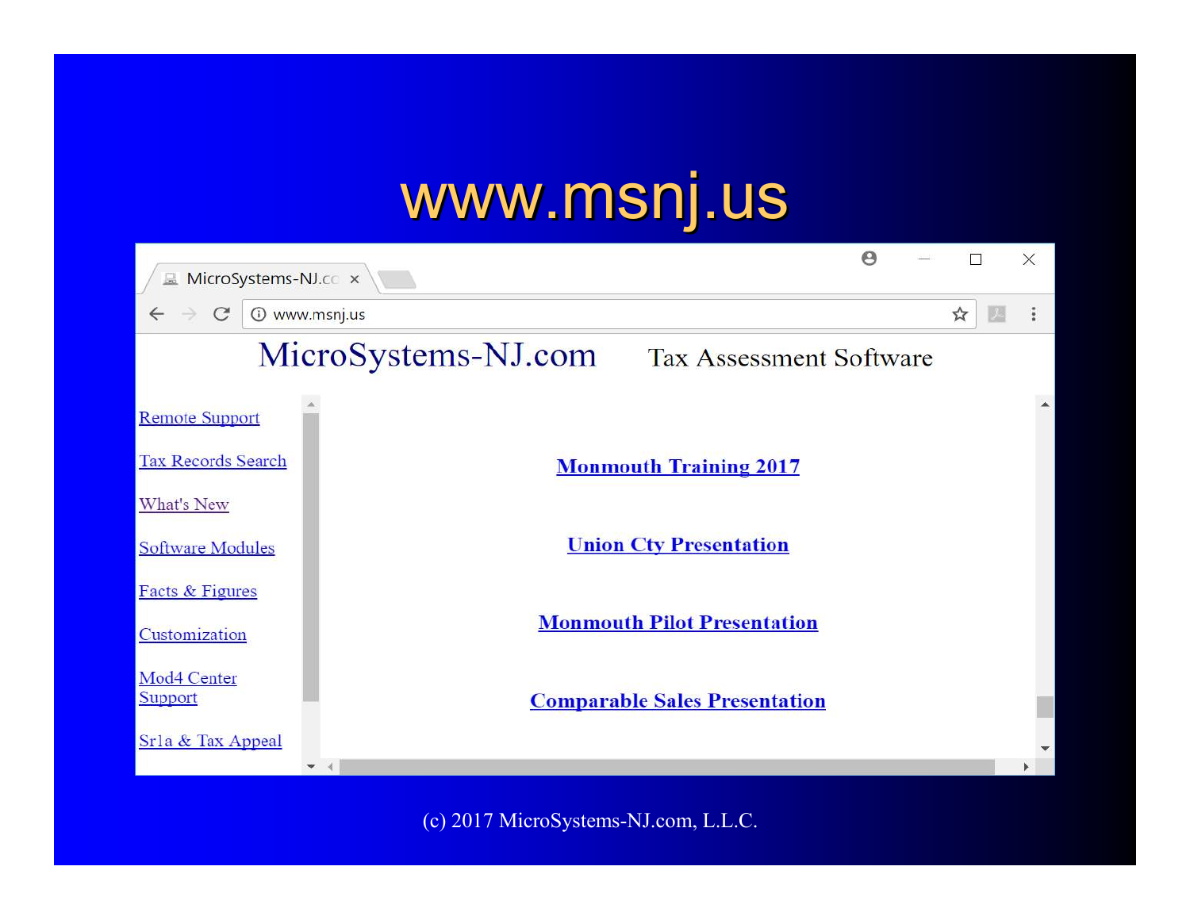# www.msnj.us

MicroSystems-NJ.com     Tax Assessment Software

- Remote Support
- Tax Records Search
- What's New
- Software Modules
- Facts & Figures
- Customization
- Mod4 Center Support
- Sr1a & Tax Appeal

**Monmouth Training 2017**

**Union Cty Presentation**

**Monmouth Pilot Presentation**

**Comparable Sales Presentation**

(c) 2017 MicroSystems-NJ.com, L.L.C.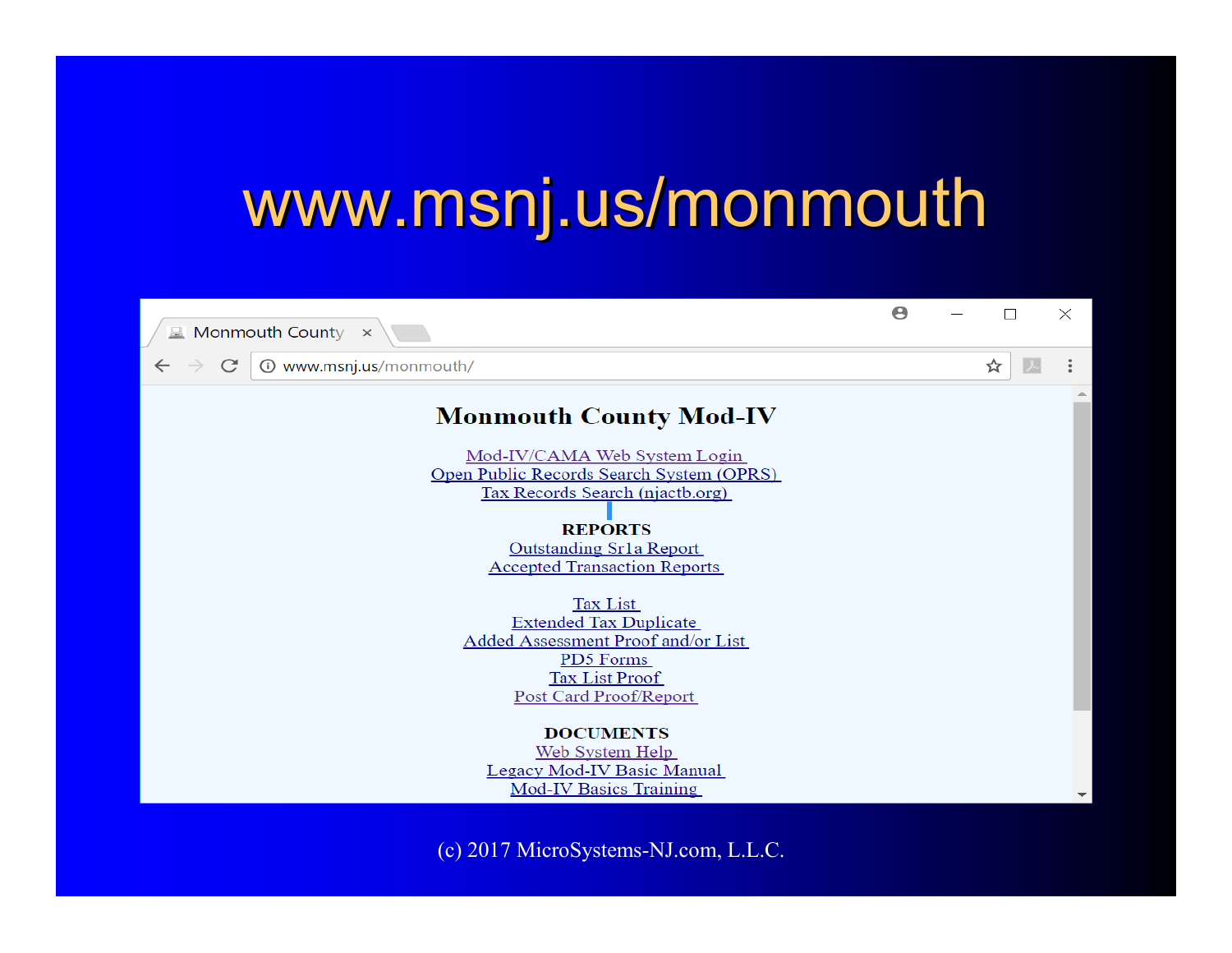# www.msnj.us/monmouth

## Monmouth County Mod-IV

Mod-IV/CAMA Web System Login
Open Public Records Search System (OPRS)
Tax Records Search (njactb.org)

**REPORTS**

Outstanding Sr1a Report
Accepted Transaction Reports

Tax List
Extended Tax Duplicate
Added Assessment Proof and/or List
PD5 Forms
Tax List Proof
Post Card Proof/Report

**DOCUMENTS**

Web System Help
Legacy Mod-IV Basic Manual
Mod-IV Basics Training

(c) 2017 MicroSystems-NJ.com, L.L.C.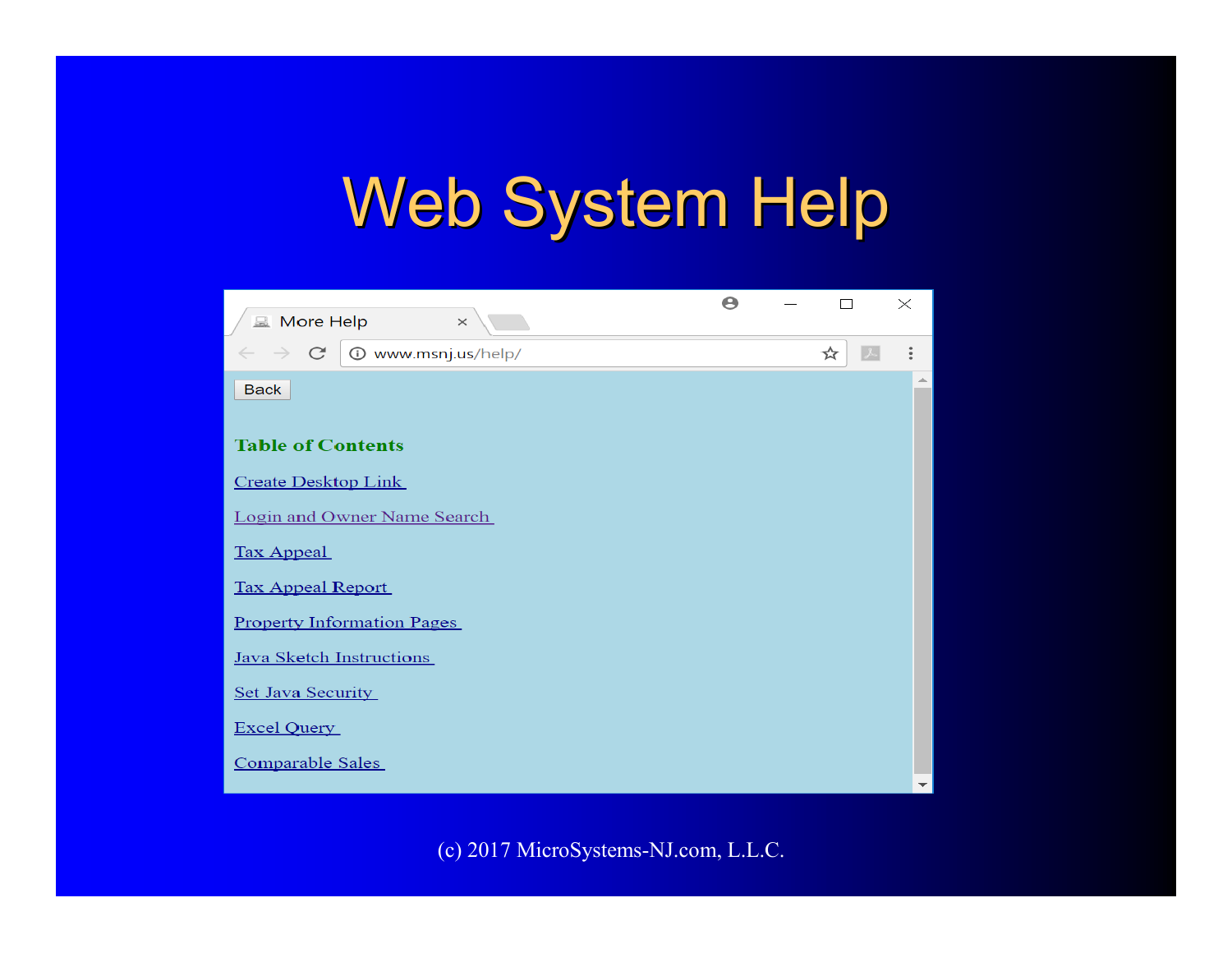# Web System Help

More Help

www.msnj.us/help/

Back

**Table of Contents**

- Create Desktop Link
- Login and Owner Name Search
- Tax Appeal
- Tax Appeal Report
- Property Information Pages
- Java Sketch Instructions
- Set Java Security
- Excel Query
- Comparable Sales

(c) 2017 MicroSystems-NJ.com, L.L.C.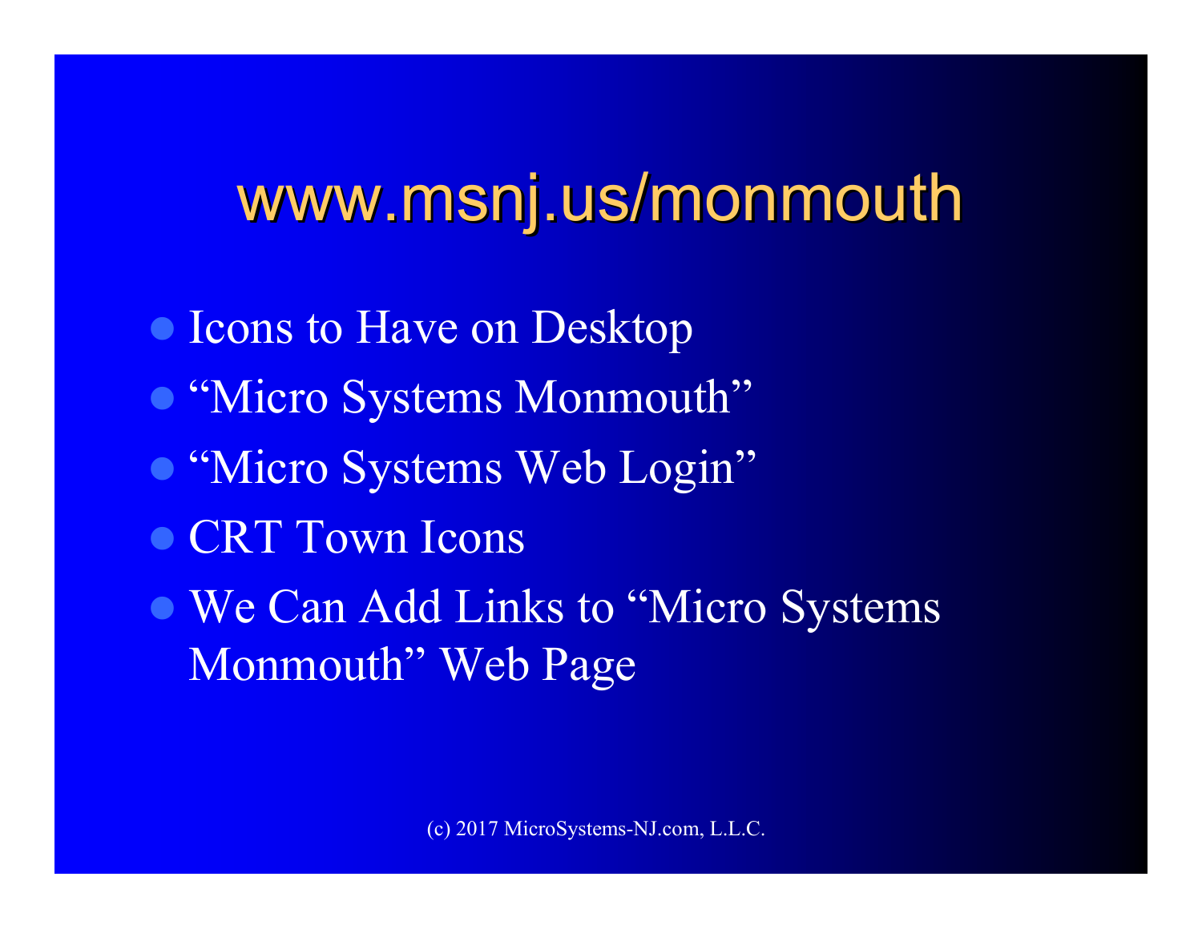# www.msnj.us/monmouth

- Icons to Have on Desktop
- "Micro Systems Monmouth"
- "Micro Systems Web Login"
- CRT Town Icons
- We Can Add Links to "Micro Systems Monmouth" Web Page

(c) 2017 MicroSystems-NJ.com, L.L.C.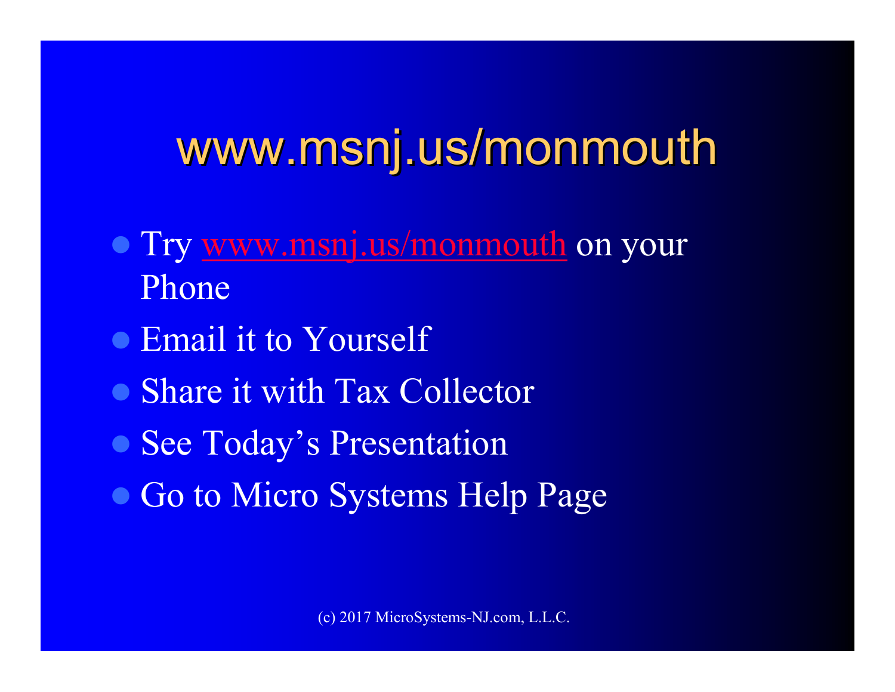# www.msnj.us/monmouth

- Try www.msnj.us/monmouth on your Phone
- Email it to Yourself
- Share it with Tax Collector
- See Today's Presentation
- Go to Micro Systems Help Page

(c) 2017 MicroSystems-NJ.com, L.L.C.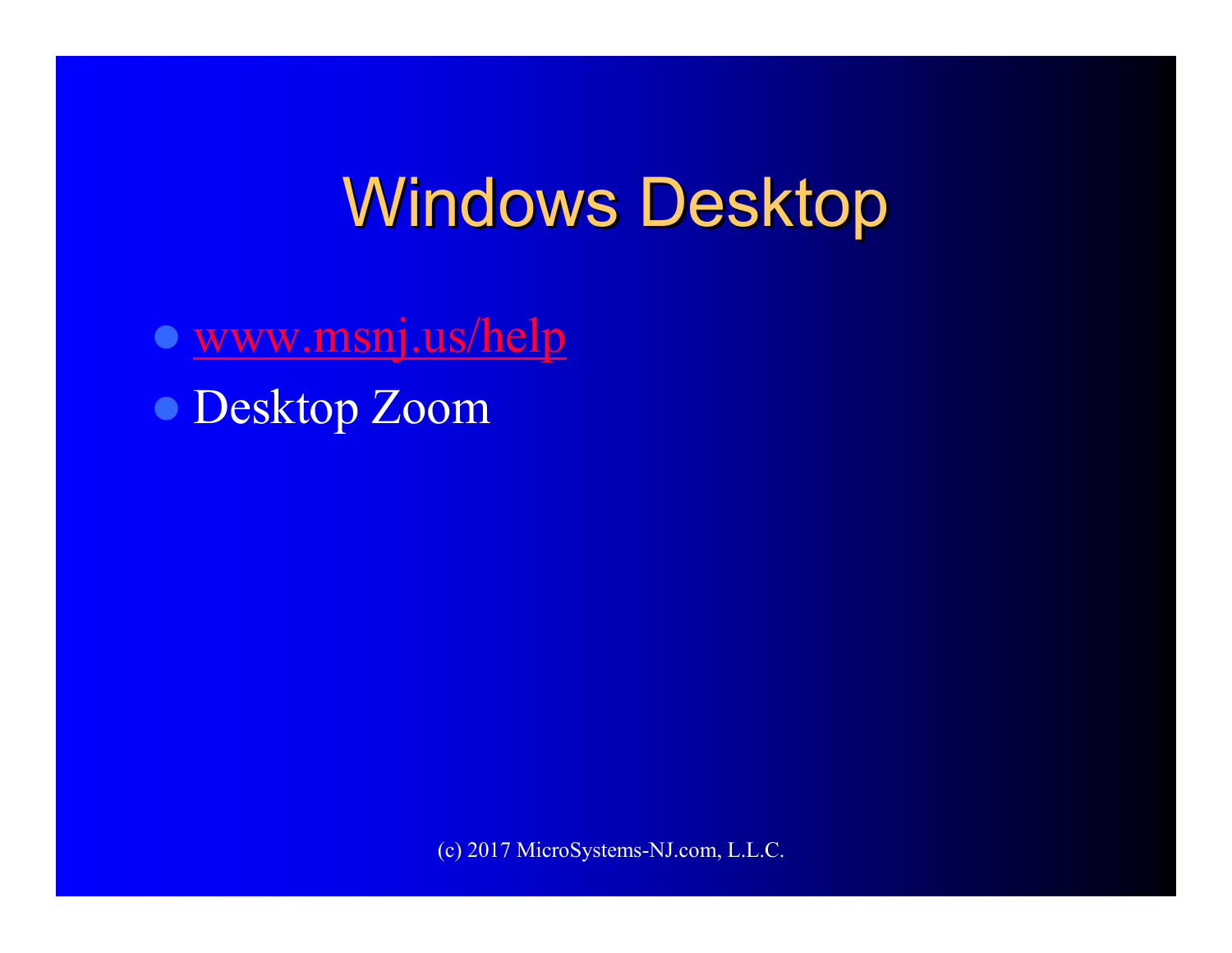# Windows Desktop

- www.msnj.us/help
- Desktop Zoom

(c) 2017 MicroSystems-NJ.com, L.L.C.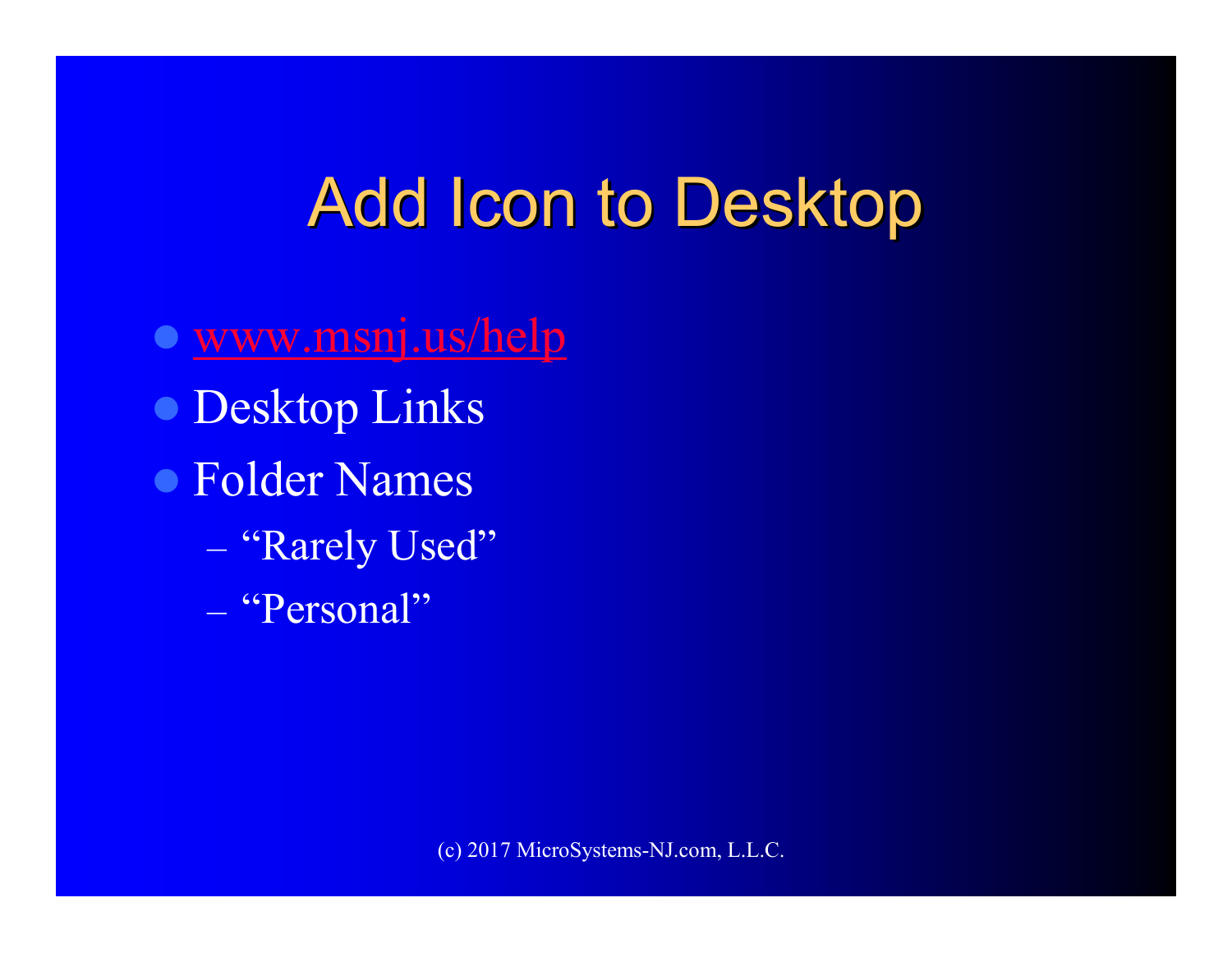# Add Icon to Desktop

- www.msnj.us/help
- Desktop Links
- Folder Names
  - "Rarely Used"
  - "Personal"

(c) 2017 MicroSystems-NJ.com, L.L.C.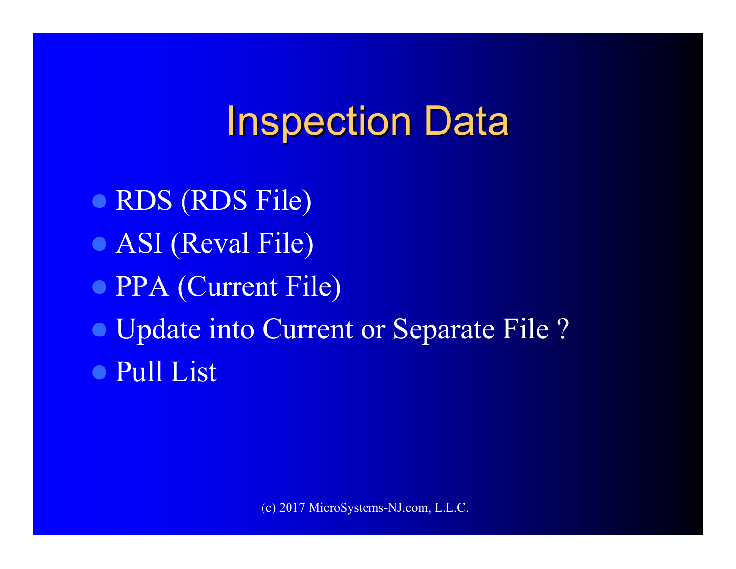# Inspection Data

- RDS (RDS File)
- ASI (Reval File)
- PPA (Current File)
- Update into Current or Separate File ?
- Pull List

(c) 2017 MicroSystems-NJ.com, L.L.C.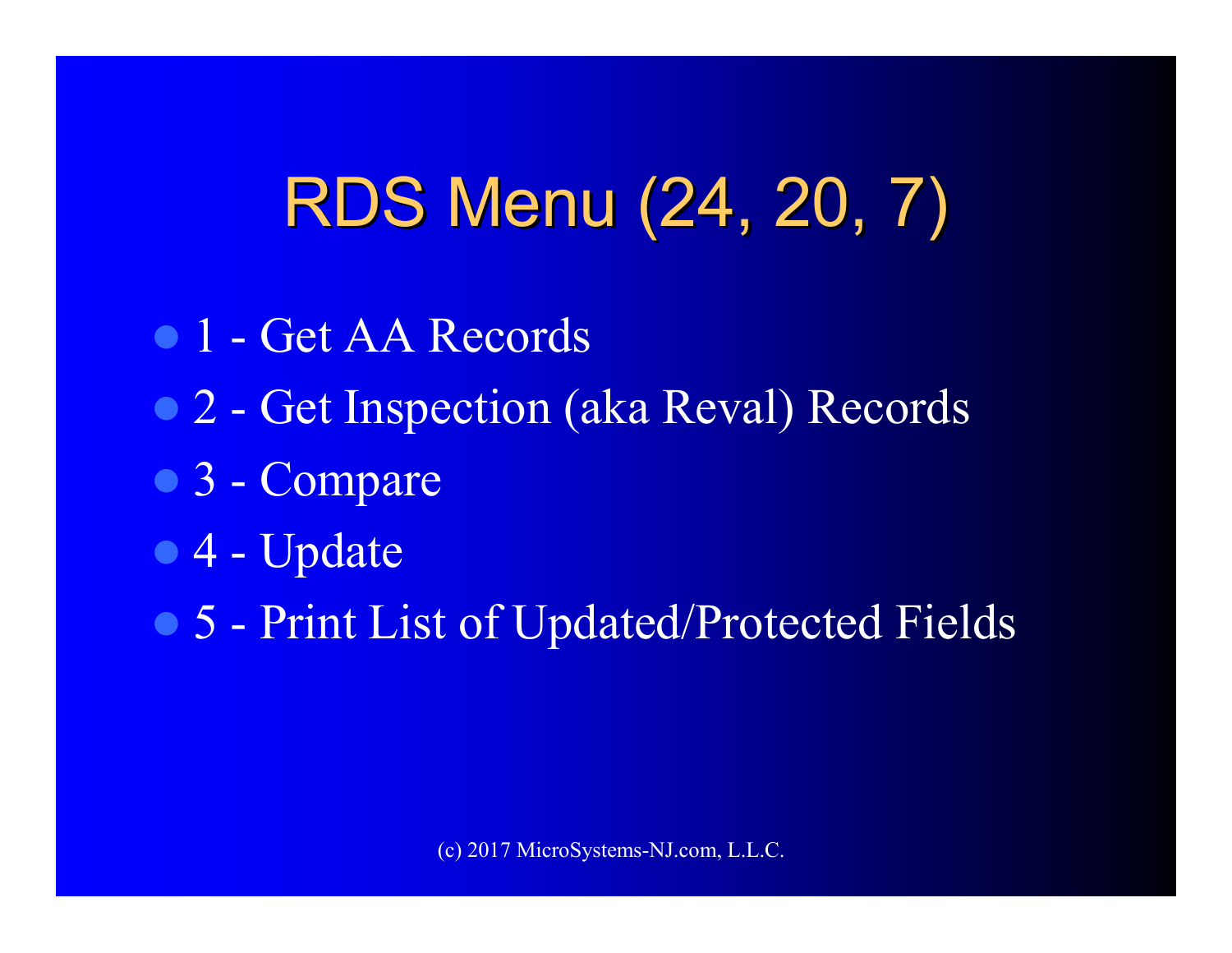# RDS Menu (24, 20, 7)

- 1 - Get AA Records
- 2 - Get Inspection (aka Reval) Records
- 3 - Compare
- 4 - Update
- 5 - Print List of Updated/Protected Fields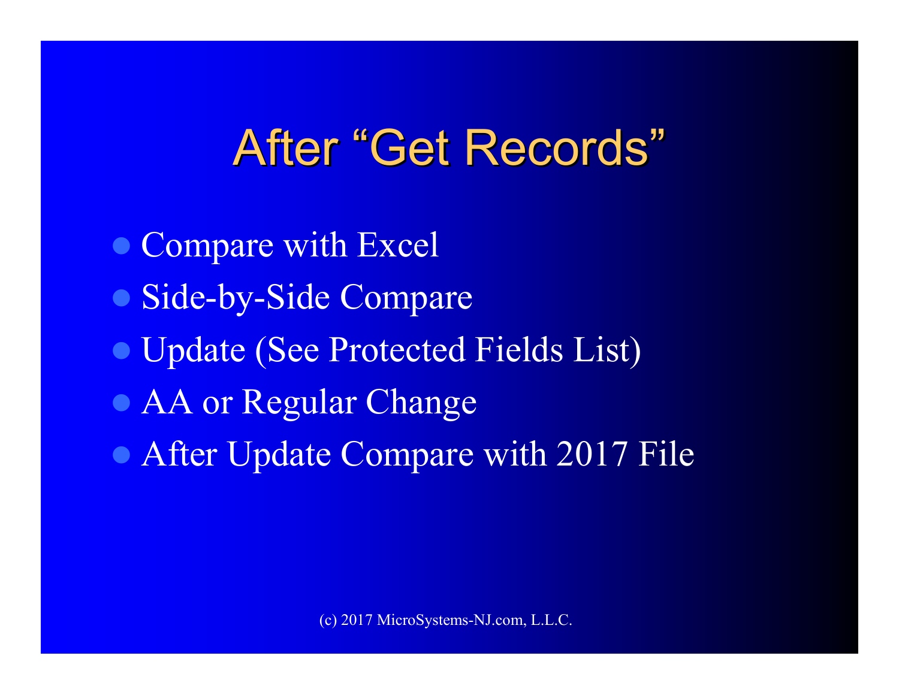# After "Get Records"

- Compare with Excel
- Side-by-Side Compare
- Update (See Protected Fields List)
- AA or Regular Change
- After Update Compare with 2017 File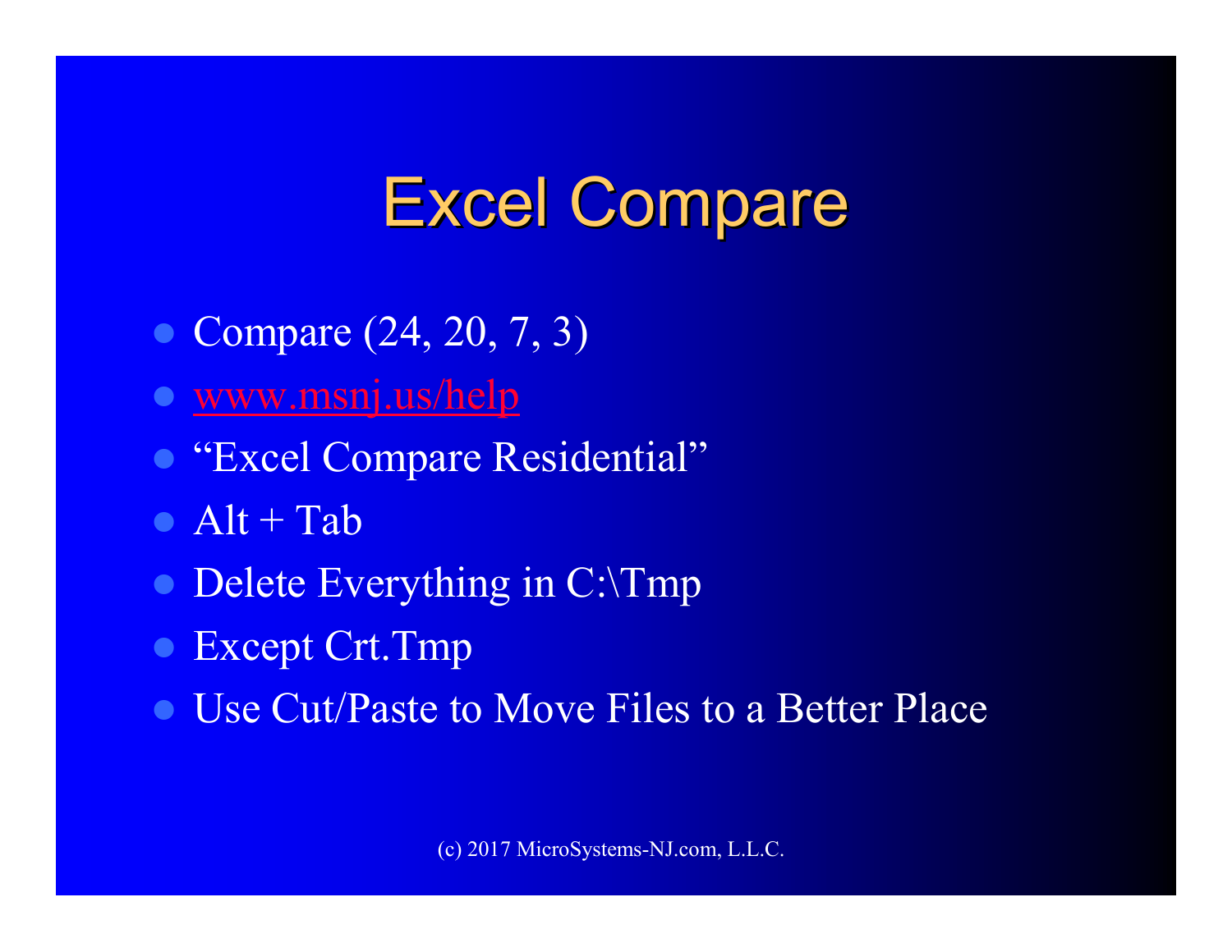# Excel Compare

- Compare (24, 20, 7, 3)
- www.msnj.us/help
- "Excel Compare Residential"
- Alt + Tab
- Delete Everything in C:\Tmp
- Except Crt.Tmp
- Use Cut/Paste to Move Files to a Better Place

(c) 2017 MicroSystems-NJ.com, L.L.C.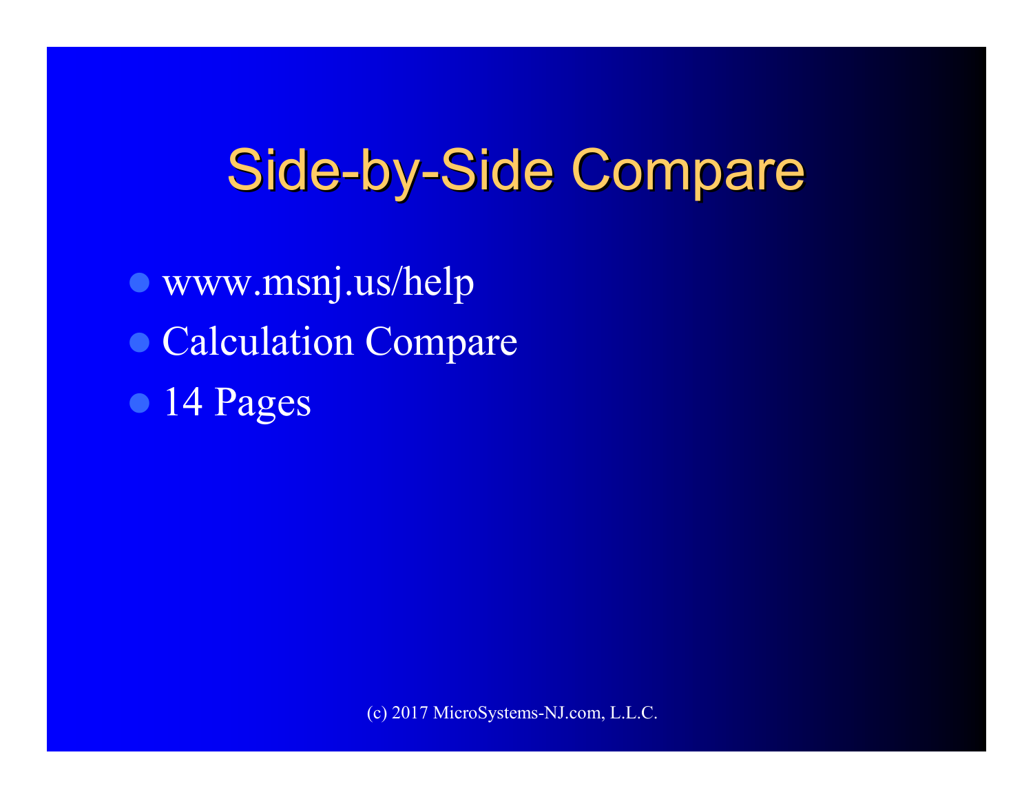# Side-by-Side Compare

- www.msnj.us/help
- Calculation Compare
- 14 Pages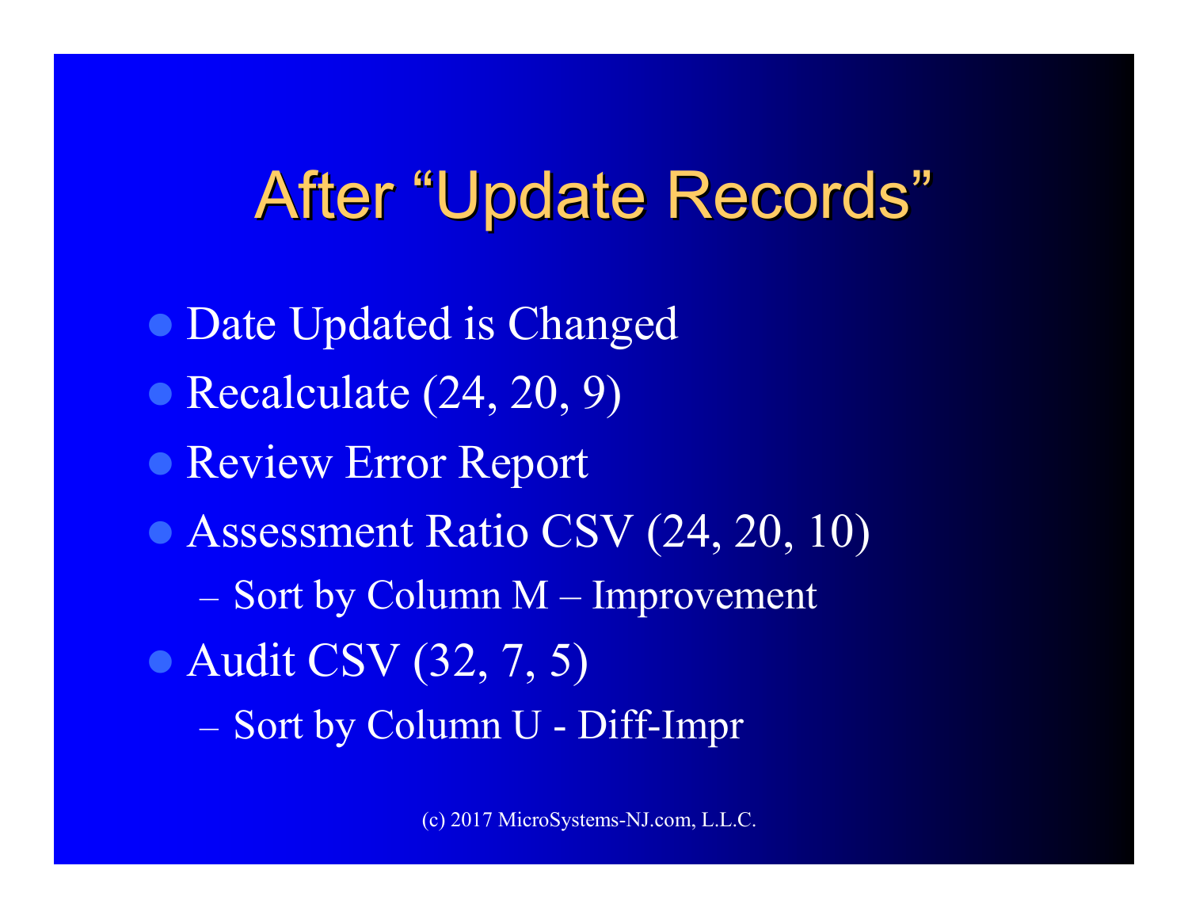# After "Update Records"

- Date Updated is Changed
- Recalculate (24, 20, 9)
- Review Error Report
- Assessment Ratio CSV (24, 20, 10)
  - Sort by Column M – Improvement
- Audit CSV (32, 7, 5)
  - Sort by Column U - Diff-Impr

(c) 2017 MicroSystems-NJ.com, L.L.C.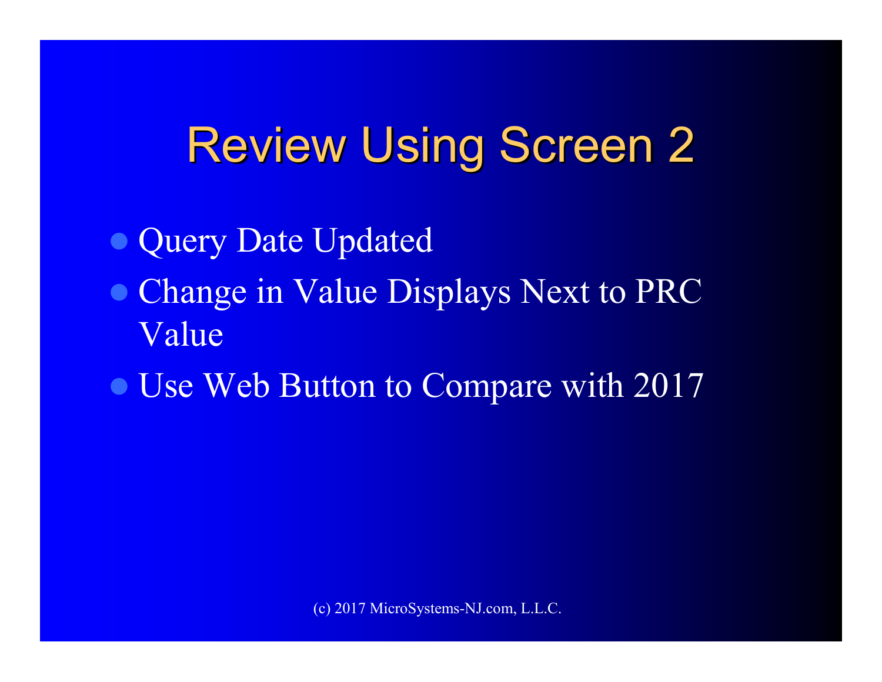# Review Using Screen 2

- Query Date Updated
- Change in Value Displays Next to PRC Value
- Use Web Button to Compare with 2017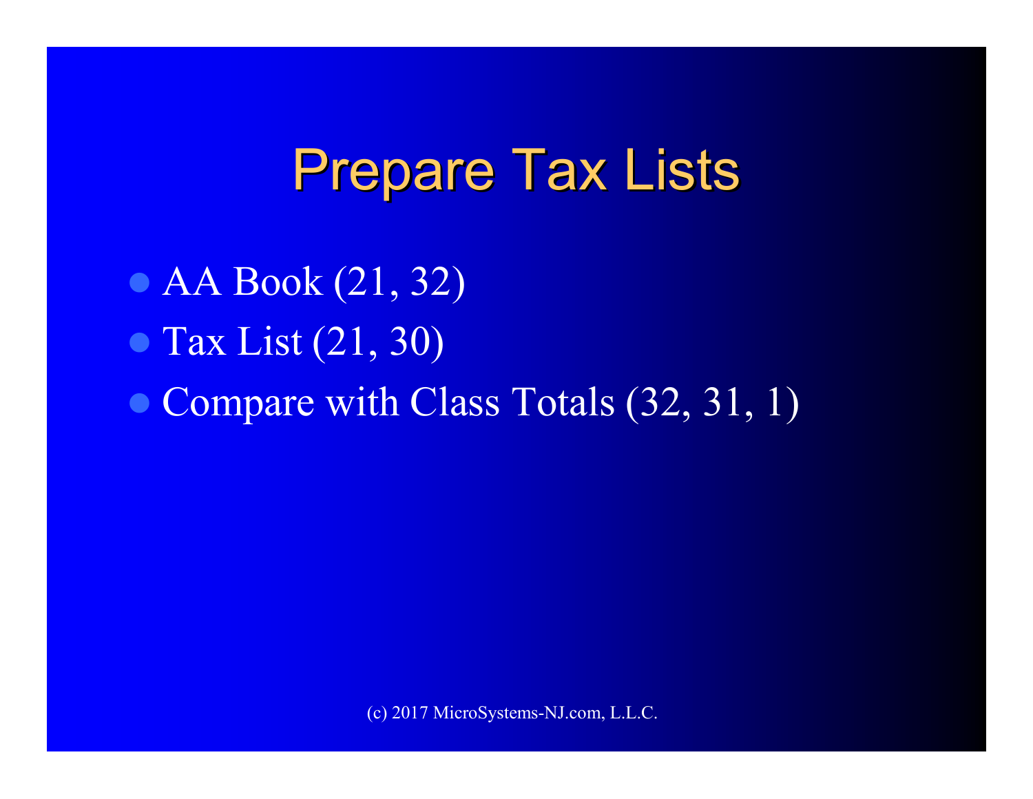# Prepare Tax Lists

- AA Book (21, 32)
- Tax List (21, 30)
- Compare with Class Totals (32, 31, 1)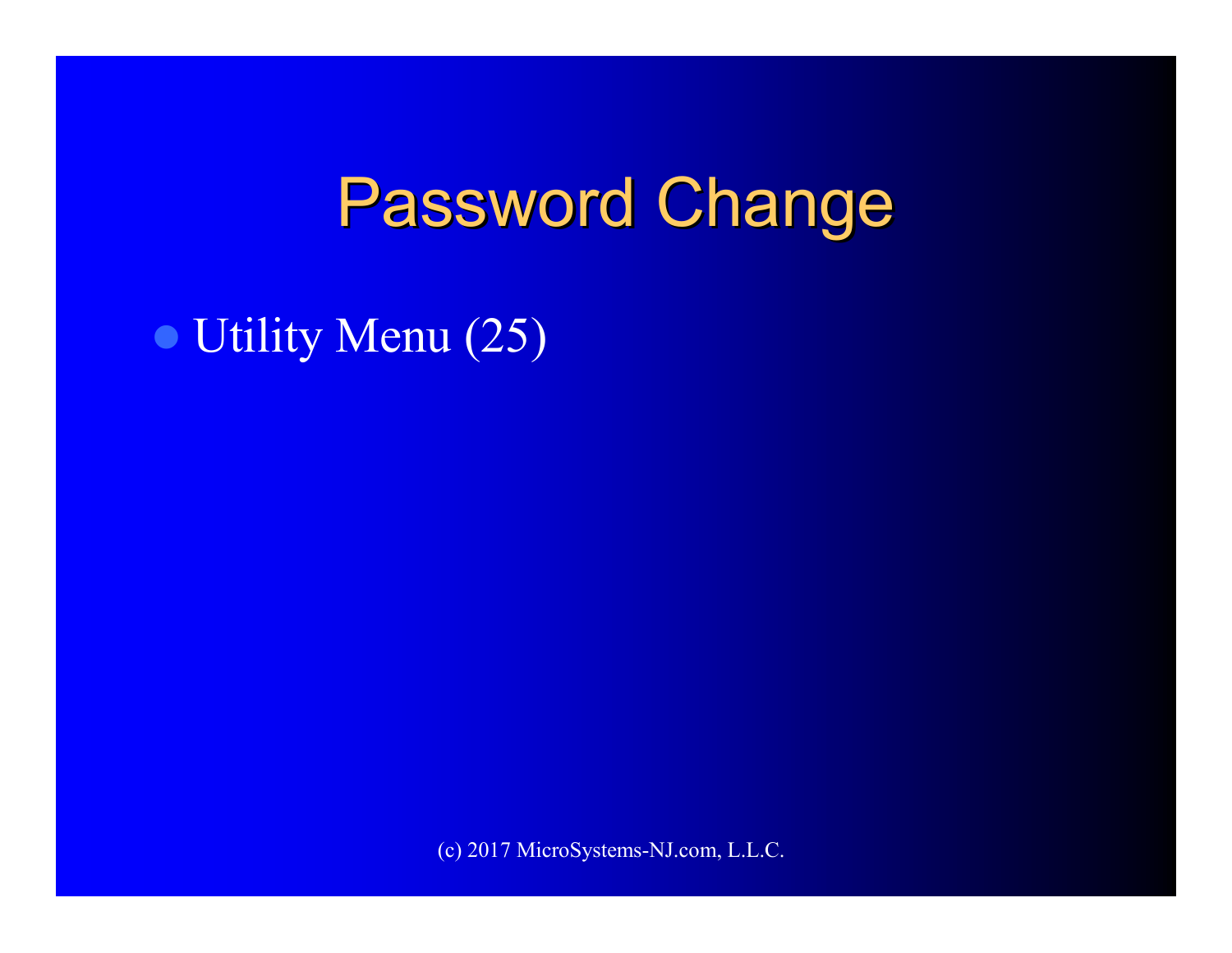# Password Change

- Utility Menu (25)